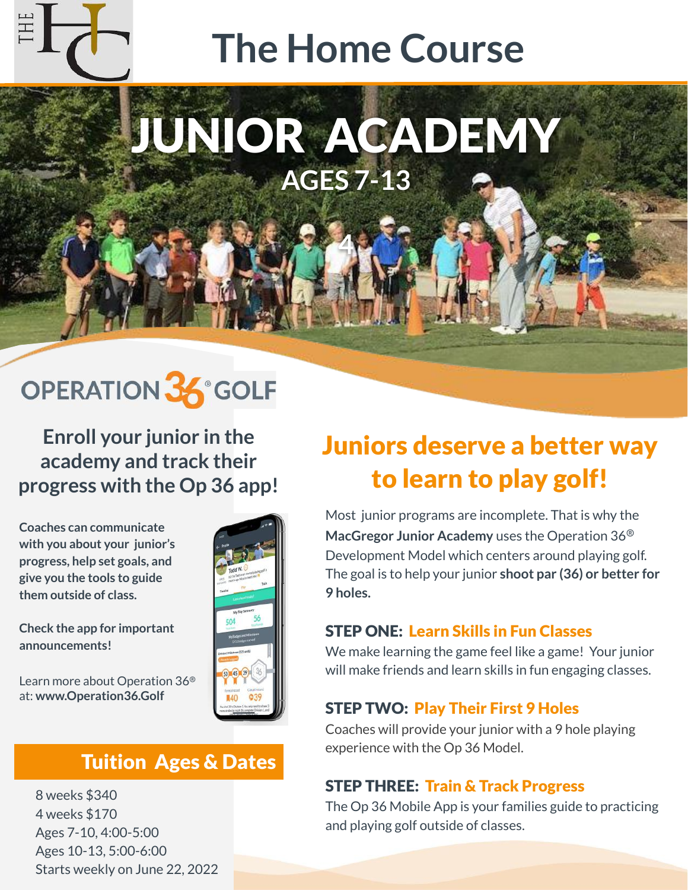# The Home Course

# JUNIOR ACADEMY

## AGES 7-13

OPERATION 36® GOLF

### Enroll your junior in the academy and track their progress with the Op 36 app!

**Coaches can communicate with you about your junior's progress, help set goals, and give you the tools to guide them outside of class.**

**Check the app for important announcements!**

Learn more about Operation 36® at: **www.Operation36.Golf**

## Tuition Ages & Dates

8 weeks $340
4 weeks $170
Ages 7-10, 4:00-5:00
Ages 10-13, 5:00-6:00
Starts weekly on June 22, 2022

## Juniors deserve a better way to learn to play golf!

Most junior programs are incomplete. That is why the **MacGregor Junior Academy** uses the Operation 36® Development Model which centers around playing golf. The goal is to help your junior **shoot par (36) or better for 9 holes.**

### STEP ONE: Learn Skills in Fun Classes

We make learning the game feel like a game! Your junior will make friends and learn skills in fun engaging classes.

### STEP TWO: Play Their First 9 Holes

Coaches will provide your junior with a 9 hole playing experience with the Op 36 Model.

### STEP THREE: Train & Track Progress

The Op 36 Mobile App is your families guide to practicing and playing golf outside of classes.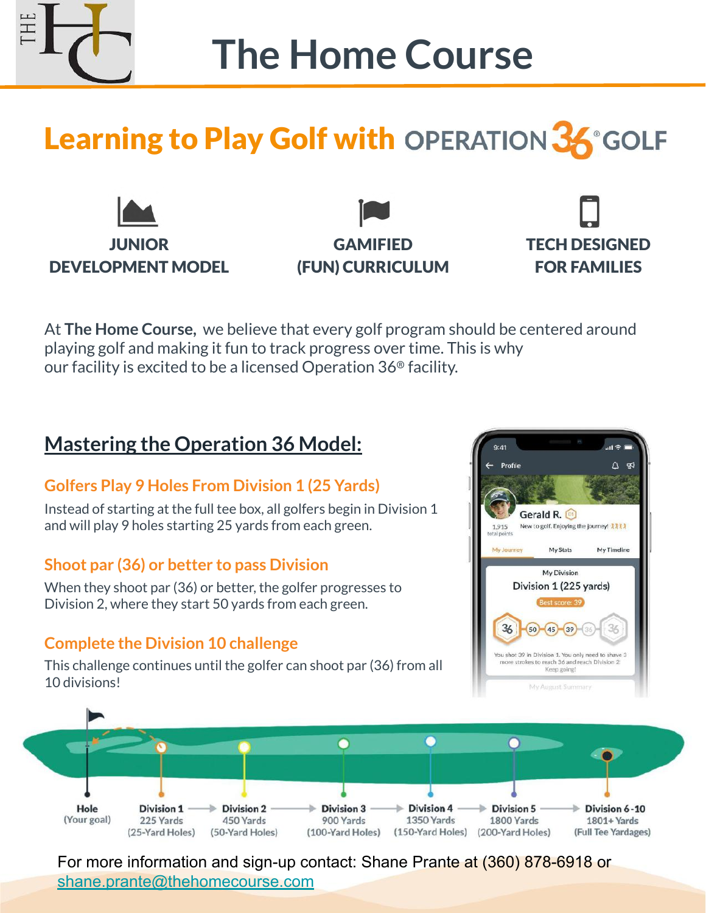# The Home Course

## Learning to Play Golf with OPERATION 36® GOLF

**JUNIOR DEVELOPMENT MODEL**

**GAMIFIED (FUN) CURRICULUM**

**TECH DESIGNED FOR FAMILIES**

At **The Home Course,** we believe that every golf program should be centered around playing golf and making it fun to track progress over time. This is why our facility is excited to be a licensed Operation 36® facility.

## Mastering the Operation 36 Model:

### Golfers Play 9 Holes From Division 1 (25 Yards)

Instead of starting at the full tee box, all golfers begin in Division 1 and will play 9 holes starting 25 yards from each green.

### Shoot par (36) or better to pass Division

When they shoot par (36) or better, the golfer progresses to Division 2, where they start 50 yards from each green.

### Complete the Division 10 challenge

This challenge continues until the golfer can shoot par (36) from all 10 divisions!

9:41
Profile
Gerald R.
1,915 total points
New to golf. Enjoying the journey!
My Journey
My Stats
My Timeline
My Division
Division 1 (225 yards)
Best score: 39
36 50 45 39 36 36
You shot 39 in Division 1. You only need to shave 3 more strokes to reach 36 and reach Division 2! Keep going!
My August Summary

Hole
(Your goal)

Division 1
225 Yards
(25-Yard Holes)

Division 2
450 Yards
(50-Yard Holes)

Division 3
900 Yards
(100-Yard Holes)

Division 4
1350 Yards
(150-Yard Holes)

Division 5
1800 Yards
(200-Yard Holes)

Division 6-10
1801+ Yards
(Full Tee Yardages)

For more information and sign-up contact: Shane Prante at (360) 878-6918 or shane.prante@thehomecourse.com